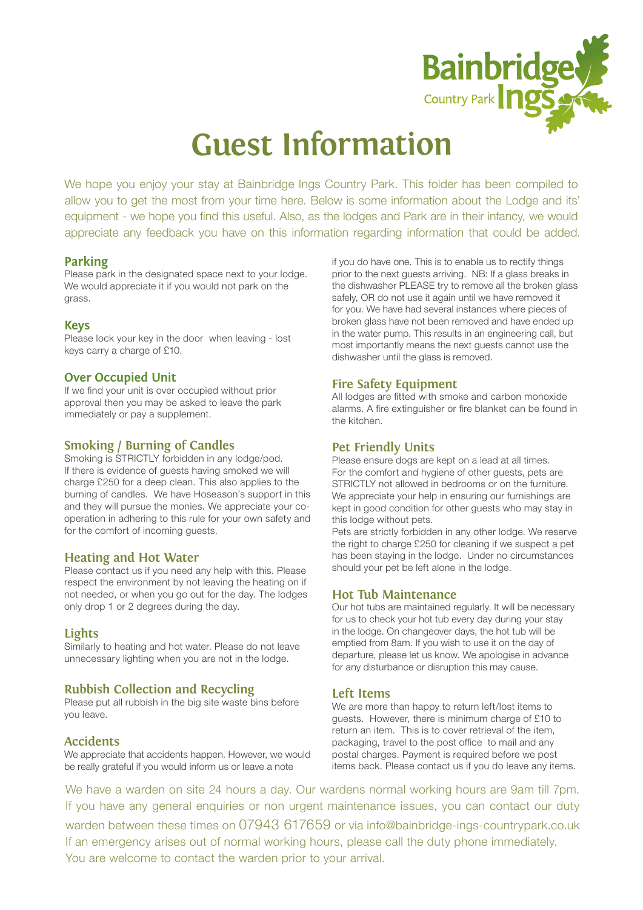Bainbridge Ings Country Park

# Guest Information

We hope you enjoy your stay at Bainbridge Ings Country Park. This folder has been compiled to allow you to get the most from your time here. Below is some information about the Lodge and its' equipment - we hope you find this useful. Also, as the lodges and Park are in their infancy, we would appreciate any feedback you have on this information regarding information that could be added.

## Parking

Please park in the designated space next to your lodge. We would appreciate it if you would not park on the grass.

## Keys

Please lock your key in the door when leaving - lost keys carry a charge of £10.

## Over Occupied Unit

If we find your unit is over occupied without prior approval then you may be asked to leave the park immediately or pay a supplement.

## Smoking / Burning of Candles

Smoking is STRICTLY forbidden in any lodge/pod. If there is evidence of guests having smoked we will charge £250 for a deep clean. This also applies to the burning of candles. We have Hoseason's support in this and they will pursue the monies. We appreciate your co-operation in adhering to this rule for your own safety and for the comfort of incoming guests.

## Heating and Hot Water

Please contact us if you need any help with this. Please respect the environment by not leaving the heating on if not needed, or when you go out for the day. The lodges only drop 1 or 2 degrees during the day.

## Lights

Similarly to heating and hot water. Please do not leave unnecessary lighting when you are not in the lodge.

## Rubbish Collection and Recycling

Please put all rubbish in the big site waste bins before you leave.

## Accidents

We appreciate that accidents happen. However, we would be really grateful if you would inform us or leave a note if you do have one. This is to enable us to rectify things prior to the next guests arriving. NB: If a glass breaks in the dishwasher PLEASE try to remove all the broken glass safely, OR do not use it again until we have removed it for you. We have had several instances where pieces of broken glass have not been removed and have ended up in the water pump. This results in an engineering call, but most importantly means the next guests cannot use the dishwasher until the glass is removed.

## Fire Safety Equipment

All lodges are fitted with smoke and carbon monoxide alarms. A fire extinguisher or fire blanket can be found in the kitchen.

## Pet Friendly Units

Please ensure dogs are kept on a lead at all times. For the comfort and hygiene of other guests, pets are STRICTLY not allowed in bedrooms or on the furniture. We appreciate your help in ensuring our furnishings are kept in good condition for other guests who may stay in this lodge without pets.

Pets are strictly forbidden in any other lodge. We reserve the right to charge £250 for cleaning if we suspect a pet has been staying in the lodge. Under no circumstances should your pet be left alone in the lodge.

## Hot Tub Maintenance

Our hot tubs are maintained regularly. It will be necessary for us to check your hot tub every day during your stay in the lodge. On changeover days, the hot tub will be emptied from 8am. If you wish to use it on the day of departure, please let us know. We apologise in advance for any disturbance or disruption this may cause.

## Left Items

We are more than happy to return left/lost items to guests. However, there is minimum charge of £10 to return an item. This is to cover retrieval of the item, packaging, travel to the post office to mail and any postal charges. Payment is required before we post items back. Please contact us if you do leave any items.

We have a warden on site 24 hours a day. Our wardens normal working hours are 9am till 7pm. If you have any general enquiries or non urgent maintenance issues, you can contact our duty warden between these times on 07943 617659 or via info@bainbridge-ings-countrypark.co.uk
If an emergency arises out of normal working hours, please call the duty phone immediately.
You are welcome to contact the warden prior to your arrival.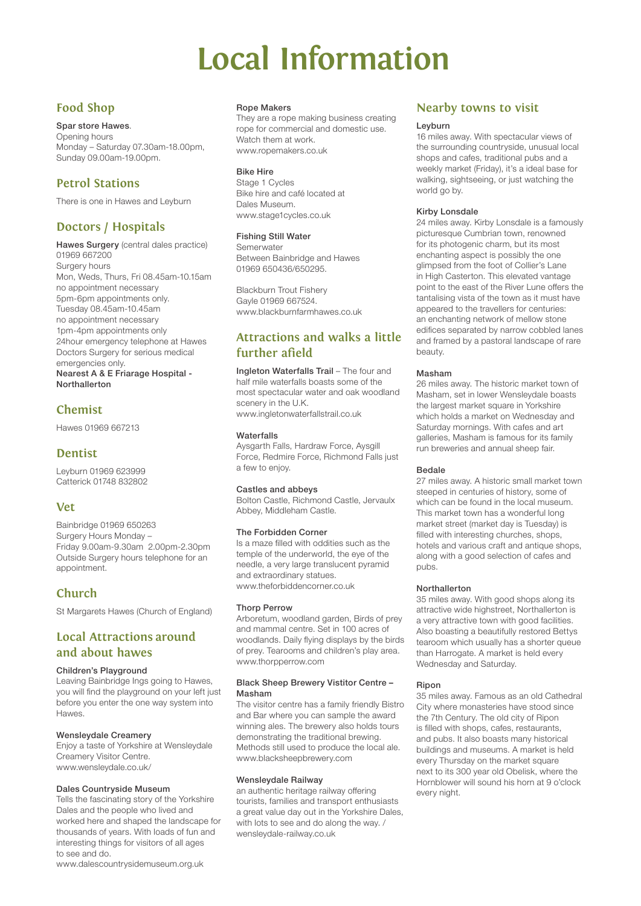# Local Information

## Food Shop

**Spar store Hawes**.
Opening hours
Monday – Saturday 07.30am-18.00pm,
Sunday 09.00am-19.00pm.

## Petrol Stations

There is one in Hawes and Leyburn

## Doctors / Hospitals

**Hawes Surgery** (central dales practice)
01969 667200
Surgery hours
Mon, Weds, Thurs, Fri 08.45am-10.15am
no appointment necessary
5pm-6pm appointments only.
Tuesday 08.45am-10.45am
no appointment necessary
1pm-4pm appointments only
24hour emergency telephone at Hawes Doctors Surgery for serious medical emergencies only.
**Nearest A & E Friarage Hospital - Northallerton**

## Chemist

Hawes 01969 667213

## Dentist

Leyburn 01969 623999
Catterick 01748 832802

## Vet

Bainbridge 01969 650263
Surgery Hours Monday – Friday 9.00am-9.30am 2.00pm-2.30pm
Outside Surgery hours telephone for an appointment.

## Church

St Margarets Hawes (Church of England)

## Local Attractions around and about hawes

**Children's Playground**
Leaving Bainbridge Ings going to Hawes, you will find the playground on your left just before you enter the one way system into Hawes.

**Wensleydale Creamery**
Enjoy a taste of Yorkshire at Wensleydale Creamery Visitor Centre.
www.wensleydale.co.uk/

**Dales Countryside Museum**
Tells the fascinating story of the Yorkshire Dales and the people who lived and worked here and shaped the landscape for thousands of years. With loads of fun and interesting things for visitors of all ages to see and do.
www.dalescountrysidemuseum.org.uk

**Rope Makers**
They are a rope making business creating rope for commercial and domestic use. Watch them at work.
www.ropemakers.co.uk

**Bike Hire**
Stage 1 Cycles
Bike hire and café located at Dales Museum.
www.stage1cycles.co.uk

**Fishing Still Water**
Semerwater
Between Bainbridge and Hawes
01969 650436/650295.

Blackburn Trout Fishery
Gayle 01969 667524.
www.blackburnfarmhawes.co.uk

## Attractions and walks a little further afield

**Ingleton Waterfalls Trail** – The four and half mile waterfalls boasts some of the most spectacular water and oak woodland scenery in the U.K.
www.ingletonwaterfallstrail.co.uk

**Waterfalls**
Aysgarth Falls, Hardraw Force, Aysgill Force, Redmire Force, Richmond Falls just a few to enjoy.

**Castles and abbeys**
Bolton Castle, Richmond Castle, Jervaulx Abbey, Middleham Castle.

**The Forbidden Corner**
Is a maze filled with oddities such as the temple of the underworld, the eye of the needle, a very large translucent pyramid and extraordinary statues.
www.theforbiddencorner.co.uk

**Thorp Perrow**
Arboretum, woodland garden, Birds of prey and mammal centre. Set in 100 acres of woodlands. Daily flying displays by the birds of prey. Tearooms and children's play area.
www.thorpperrow.com

**Black Sheep Brewery Vistitor Centre – Masham**
The visitor centre has a family friendly Bistro and Bar where you can sample the award winning ales. The brewery also holds tours demonstrating the traditional brewing. Methods still used to produce the local ale.
www.blacksheepbrewery.com

**Wensleydale Railway**
an authentic heritage railway offering tourists, families and transport enthusiasts a great value day out in the Yorkshire Dales, with lots to see and do along the way. / wensleydale-railway.co.uk

## Nearby towns to visit

**Leyburn**
16 miles away. With spectacular views of the surrounding countryside, unusual local shops and cafes, traditional pubs and a weekly market (Friday), it's a ideal base for walking, sightseeing, or just watching the world go by.

**Kirby Londsdale**
24 miles away. Kirby Lonsdale is a famously picturesque Cumbrian town, renowned for its photogenic charm, but its most enchanting aspect is possibly the one glimpsed from the foot of Collier's Lane in High Casterton. This elevated vantage point to the east of the River Lune offers the tantalising vista of the town as it must have appeared to the travellers for centuries: an enchanting network of mellow stone edifices separated by narrow cobbled lanes and framed by a pastoral landscape of rare beauty.

**Masham**
26 miles away. The historic market town of Masham, set in lower Wensleydale boasts the largest market square in Yorkshire which holds a market on Wednesday and Saturday mornings. With cafes and art galleries, Masham is famous for its family run breweries and annual sheep fair.

**Bedale**
27 miles away. A historic small market town steeped in centuries of history, some of which can be found in the local museum. This market town has a wonderful long market street (market day is Tuesday) is filled with interesting churches, shops, hotels and various craft and antique shops, along with a good selection of cafes and pubs.

**Northallerton**
35 miles away. With good shops along its attractive wide highstreet, Northallerton is a very attractive town with good facilities. Also boasting a beautifully restored Bettys tearoom which usually has a shorter queue than Harrogate. A market is held every Wednesday and Saturday.

**Ripon**
35 miles away. Famous as an old Cathedral City where monasteries have stood since the 7th Century. The old city of Ripon is filled with shops, cafes, restaurants, and pubs. It also boasts many historical buildings and museums. A market is held every Thursday on the market square next to its 300 year old Obelisk, where the Hornblower will sound his horn at 9 o'clock every night.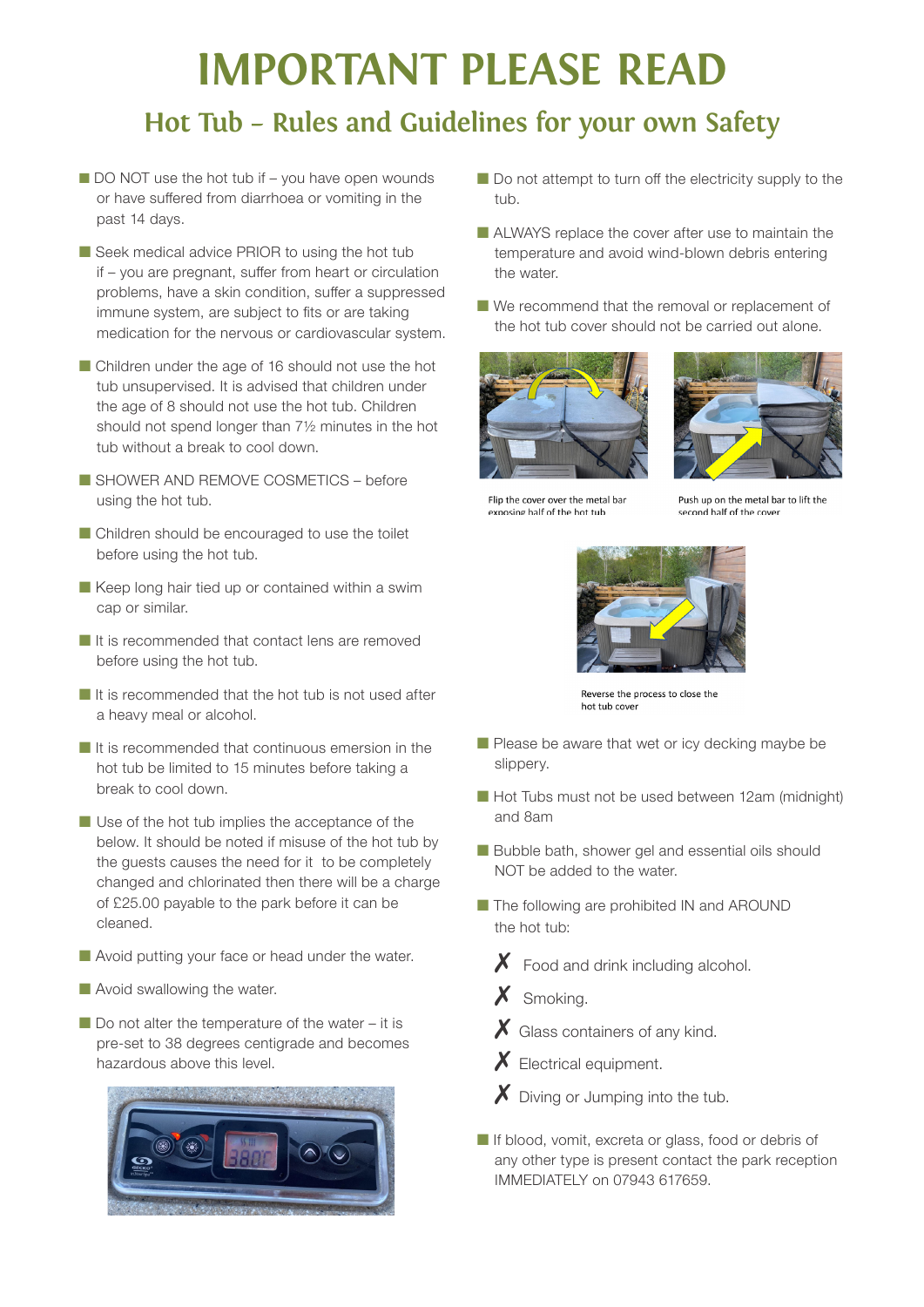# IMPORTANT PLEASE READ

## Hot Tub – Rules and Guidelines for your own Safety

- DO NOT use the hot tub if – you have open wounds or have suffered from diarrhoea or vomiting in the past 14 days.
- Seek medical advice PRIOR to using the hot tub if – you are pregnant, suffer from heart or circulation problems, have a skin condition, suffer a suppressed immune system, are subject to fits or are taking medication for the nervous or cardiovascular system.
- Children under the age of 16 should not use the hot tub unsupervised. It is advised that children under the age of 8 should not use the hot tub. Children should not spend longer than 7½ minutes in the hot tub without a break to cool down.
- SHOWER AND REMOVE COSMETICS – before using the hot tub.
- Children should be encouraged to use the toilet before using the hot tub.
- Keep long hair tied up or contained within a swim cap or similar.
- It is recommended that contact lens are removed before using the hot tub.
- It is recommended that the hot tub is not used after a heavy meal or alcohol.
- It is recommended that continuous emersion in the hot tub be limited to 15 minutes before taking a break to cool down.
- Use of the hot tub implies the acceptance of the below. It should be noted if misuse of the hot tub by the guests causes the need for it to be completely changed and chlorinated then there will be a charge of £25.00 payable to the park before it can be cleaned.
- Avoid putting your face or head under the water.
- Avoid swallowing the water.
- Do not alter the temperature of the water – it is pre-set to 38 degrees centigrade and becomes hazardous above this level.
- Do not attempt to turn off the electricity supply to the tub.
- ALWAYS replace the cover after use to maintain the temperature and avoid wind-blown debris entering the water.
- We recommend that the removal or replacement of the hot tub cover should not be carried out alone.

Flip the cover over the metal bar exposing half of the hot tub

Push up on the metal bar to lift the second half of the cover

Reverse the process to close the hot tub cover

- Please be aware that wet or icy decking maybe be slippery.
- Hot Tubs must not be used between 12am (midnight) and 8am
- Bubble bath, shower gel and essential oils should NOT be added to the water.
- The following are prohibited IN and AROUND the hot tub:
  - ✗ Food and drink including alcohol.
  - ✗ Smoking.
  - ✗ Glass containers of any kind.
  - ✗ Electrical equipment.
  - ✗ Diving or Jumping into the tub.
- If blood, vomit, excreta or glass, food or debris of any other type is present contact the park reception IMMEDIATELY on 07943 617659.